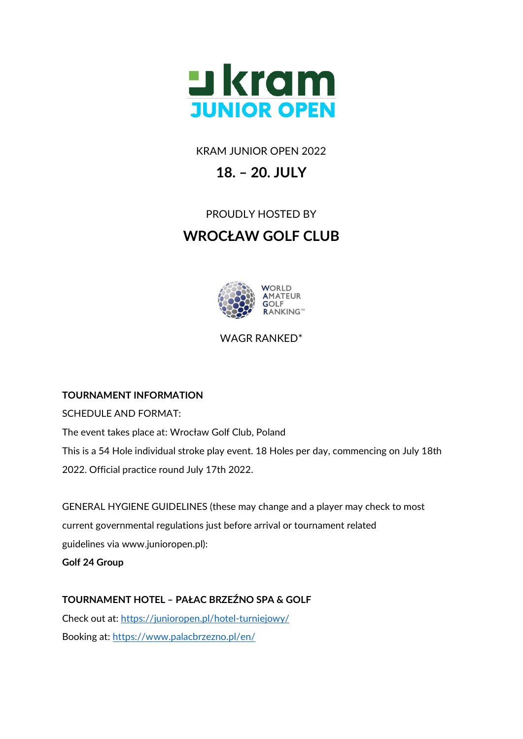KRAM JUNIOR OPEN 2022

## 18. – 20. JULY

PROUDLY HOSTED BY

# WROCŁAW GOLF CLUB

WAGR RANKED*

**TOURNAMENT INFORMATION**

SCHEDULE AND FORMAT:

The event takes place at: Wrocław Golf Club, Poland

This is a 54 Hole individual stroke play event. 18 Holes per day, commencing on July 18th 2022. Official practice round July 17th 2022.

GENERAL HYGIENE GUIDELINES (these may change and a player may check to most current governmental regulations just before arrival or tournament related guidelines via www.junioropen.pl):

**Golf 24 Group**

**TOURNAMENT HOTEL – PAŁAC BRZEŹNO SPA & GOLF**

Check out at: [https://junioropen.pl/hotel-turniejowy/](https://junioropen.pl/hotel-turniejowy/)

Booking at: [https://www.palacbrzezno.pl/en/](https://www.palacbrzezno.pl/en/)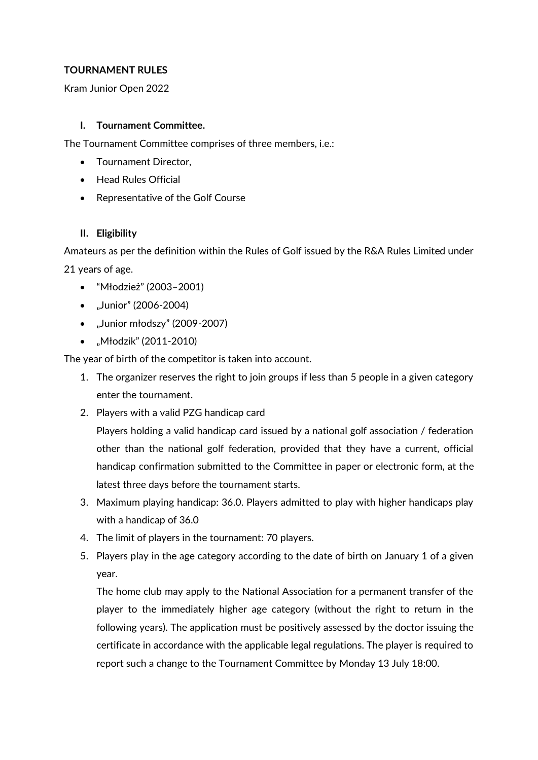**TOURNAMENT RULES**

Kram Junior Open 2022

## I. Tournament Committee.

The Tournament Committee comprises of three members, i.e.:

- Tournament Director,
- Head Rules Official
- Representative of the Golf Course

## II. Eligibility

Amateurs as per the definition within the Rules of Golf issued by the R&A Rules Limited under 21 years of age.

- "Młodzież" (2003–2001)
- „Junior" (2006-2004)
- „Junior młodszy" (2009-2007)
- „Młodzik" (2011-2010)

The year of birth of the competitor is taken into account.

1. The organizer reserves the right to join groups if less than 5 people in a given category enter the tournament.
2. Players with a valid PZG handicap card

   Players holding a valid handicap card issued by a national golf association / federation other than the national golf federation, provided that they have a current, official handicap confirmation submitted to the Committee in paper or electronic form, at the latest three days before the tournament starts.
3. Maximum playing handicap: 36.0. Players admitted to play with higher handicaps play with a handicap of 36.0
4. The limit of players in the tournament: 70 players.
5. Players play in the age category according to the date of birth on January 1 of a given year.

   The home club may apply to the National Association for a permanent transfer of the player to the immediately higher age category (without the right to return in the following years). The application must be positively assessed by the doctor issuing the certificate in accordance with the applicable legal regulations. The player is required to report such a change to the Tournament Committee by Monday 13 July 18:00.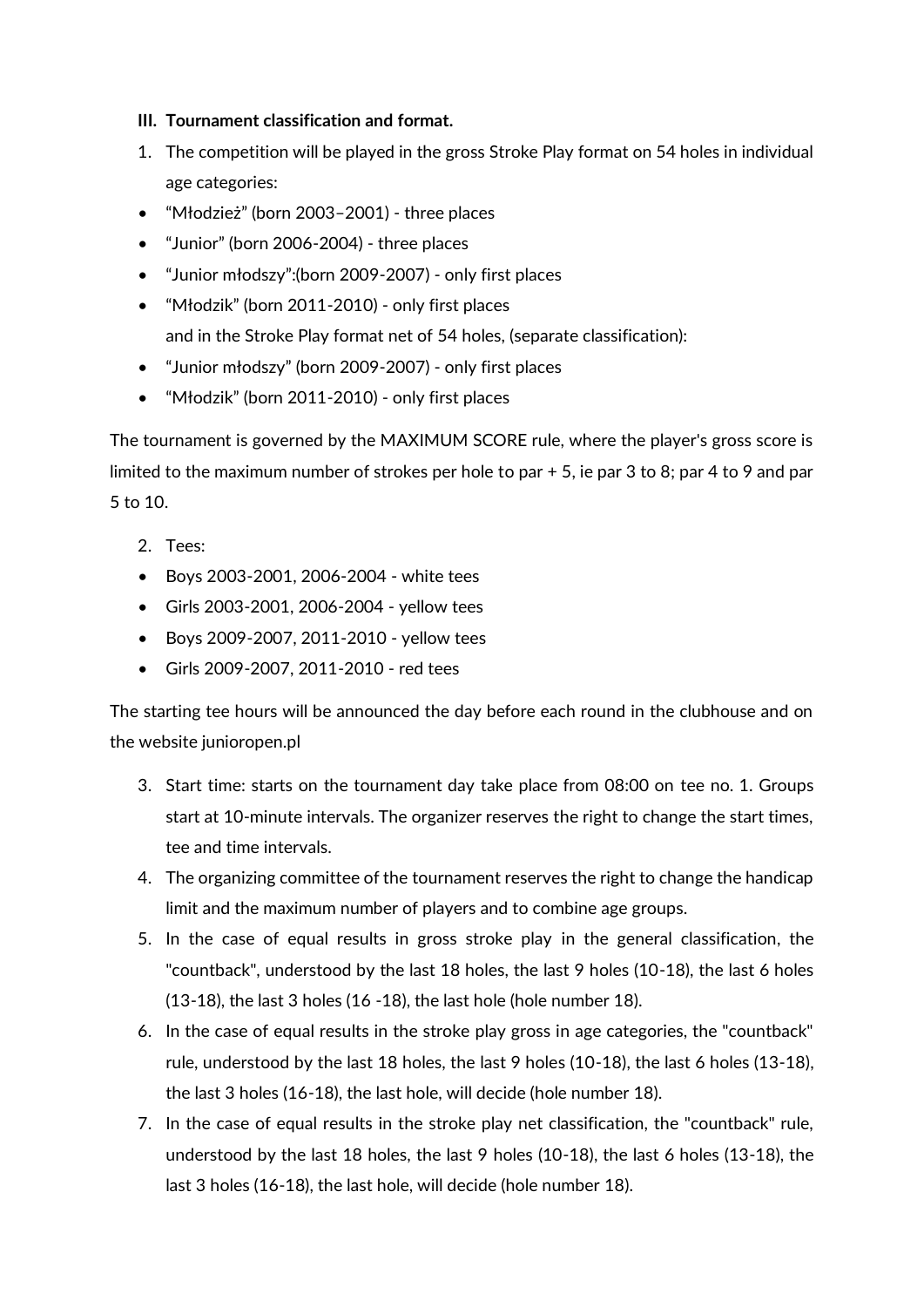### III. Tournament classification and format.

1. The competition will be played in the gross Stroke Play format on 54 holes in individual age categories:

- "Młodzież" (born 2003–2001) - three places
- "Junior" (born 2006-2004) - three places
- "Junior młodszy":(born 2009-2007) - only first places
- "Młodzik" (born 2011-2010) - only first places

  and in the Stroke Play format net of 54 holes, (separate classification):

- "Junior młodszy" (born 2009-2007) - only first places
- "Młodzik" (born 2011-2010) - only first places

The tournament is governed by the MAXIMUM SCORE rule, where the player's gross score is limited to the maximum number of strokes per hole to par + 5, ie par 3 to 8; par 4 to 9 and par 5 to 10.

2. Tees:

- Boys 2003-2001, 2006-2004 - white tees
- Girls 2003-2001, 2006-2004 - yellow tees
- Boys 2009-2007, 2011-2010 - yellow tees
- Girls 2009-2007, 2011-2010 - red tees

The starting tee hours will be announced the day before each round in the clubhouse and on the website junioropen.pl

3. Start time: starts on the tournament day take place from 08:00 on tee no. 1. Groups start at 10-minute intervals. The organizer reserves the right to change the start times, tee and time intervals.
4. The organizing committee of the tournament reserves the right to change the handicap limit and the maximum number of players and to combine age groups.
5. In the case of equal results in gross stroke play in the general classification, the "countback", understood by the last 18 holes, the last 9 holes (10-18), the last 6 holes (13-18), the last 3 holes (16 -18), the last hole (hole number 18).
6. In the case of equal results in the stroke play gross in age categories, the "countback" rule, understood by the last 18 holes, the last 9 holes (10-18), the last 6 holes (13-18), the last 3 holes (16-18), the last hole, will decide (hole number 18).
7. In the case of equal results in the stroke play net classification, the "countback" rule, understood by the last 18 holes, the last 9 holes (10-18), the last 6 holes (13-18), the last 3 holes (16-18), the last hole, will decide (hole number 18).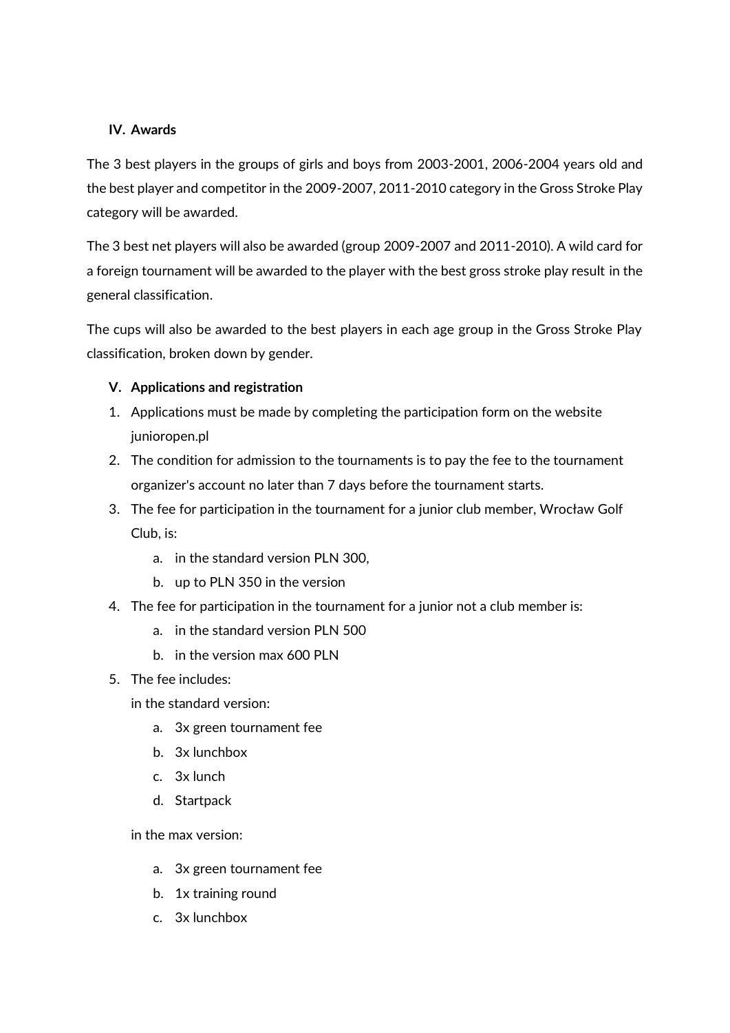## IV. Awards

The 3 best players in the groups of girls and boys from 2003-2001, 2006-2004 years old and the best player and competitor in the 2009-2007, 2011-2010 category in the Gross Stroke Play category will be awarded.

The 3 best net players will also be awarded (group 2009-2007 and 2011-2010). A wild card for a foreign tournament will be awarded to the player with the best gross stroke play result in the general classification.

The cups will also be awarded to the best players in each age group in the Gross Stroke Play classification, broken down by gender.

## V. Applications and registration

1. Applications must be made by completing the participation form on the website junioropen.pl
2. The condition for admission to the tournaments is to pay the fee to the tournament organizer's account no later than 7 days before the tournament starts.
3. The fee for participation in the tournament for a junior club member, Wrocław Golf Club, is:
    a. in the standard version PLN 300,
    b. up to PLN 350 in the version
4. The fee for participation in the tournament for a junior not a club member is:
    a. in the standard version PLN 500
    b. in the version max 600 PLN
5. The fee includes:

    in the standard version:

    a. 3x green tournament fee
    b. 3x lunchbox
    c. 3x lunch
    d. Startpack

    in the max version:

    a. 3x green tournament fee
    b. 1x training round
    c. 3x lunchbox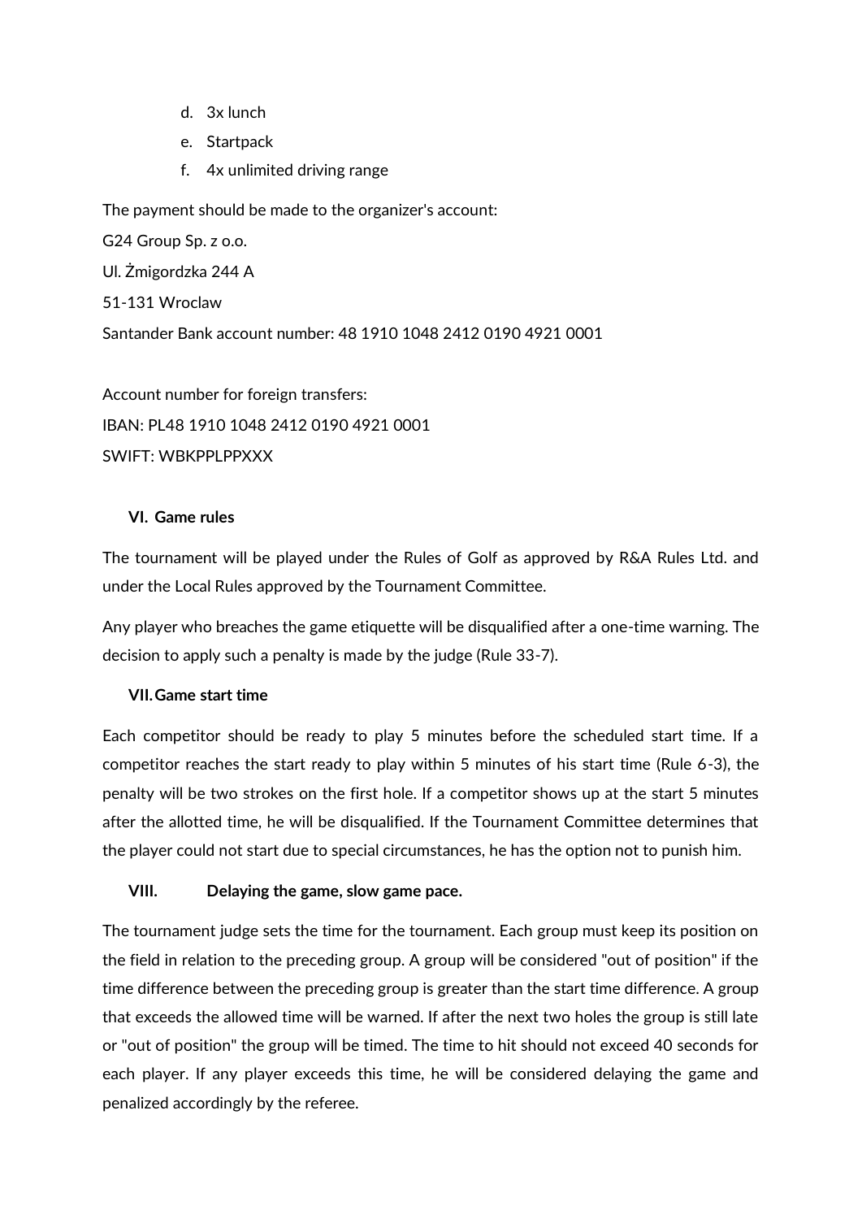d. 3x lunch
e. Startpack
f. 4x unlimited driving range

The payment should be made to the organizer's account:

G24 Group Sp. z o.o.

Ul. Żmigordzka 244 A

51-131 Wroclaw

Santander Bank account number: 48 1910 1048 2412 0190 4921 0001

Account number for foreign transfers:

IBAN: PL48 1910 1048 2412 0190 4921 0001

SWIFT: WBKPPLPPXXX

## VI. Game rules

The tournament will be played under the Rules of Golf as approved by R&A Rules Ltd. and under the Local Rules approved by the Tournament Committee.

Any player who breaches the game etiquette will be disqualified after a one-time warning. The decision to apply such a penalty is made by the judge (Rule 33-7).

## VII. Game start time

Each competitor should be ready to play 5 minutes before the scheduled start time. If a competitor reaches the start ready to play within 5 minutes of his start time (Rule 6-3), the penalty will be two strokes on the first hole. If a competitor shows up at the start 5 minutes after the allotted time, he will be disqualified. If the Tournament Committee determines that the player could not start due to special circumstances, he has the option not to punish him.

## VIII. Delaying the game, slow game pace.

The tournament judge sets the time for the tournament. Each group must keep its position on the field in relation to the preceding group. A group will be considered "out of position" if the time difference between the preceding group is greater than the start time difference. A group that exceeds the allowed time will be warned. If after the next two holes the group is still late or "out of position" the group will be timed. The time to hit should not exceed 40 seconds for each player. If any player exceeds this time, he will be considered delaying the game and penalized accordingly by the referee.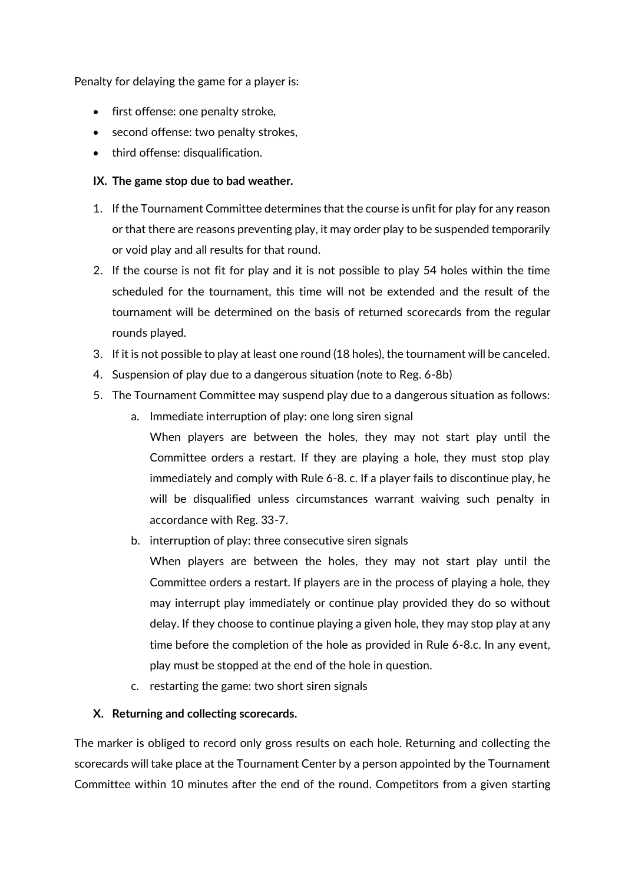Penalty for delaying the game for a player is:

- first offense: one penalty stroke,
- second offense: two penalty strokes,
- third offense: disqualification.

### IX. The game stop due to bad weather.

1. If the Tournament Committee determines that the course is unfit for play for any reason or that there are reasons preventing play, it may order play to be suspended temporarily or void play and all results for that round.
2. If the course is not fit for play and it is not possible to play 54 holes within the time scheduled for the tournament, this time will not be extended and the result of the tournament will be determined on the basis of returned scorecards from the regular rounds played.
3. If it is not possible to play at least one round (18 holes), the tournament will be canceled.
4. Suspension of play due to a dangerous situation (note to Reg. 6-8b)
5. The Tournament Committee may suspend play due to a dangerous situation as follows:
   a. Immediate interruption of play: one long siren signal
      When players are between the holes, they may not start play until the Committee orders a restart. If they are playing a hole, they must stop play immediately and comply with Rule 6-8. c. If a player fails to discontinue play, he will be disqualified unless circumstances warrant waiving such penalty in accordance with Reg. 33-7.
   b. interruption of play: three consecutive siren signals
      When players are between the holes, they may not start play until the Committee orders a restart. If players are in the process of playing a hole, they may interrupt play immediately or continue play provided they do so without delay. If they choose to continue playing a given hole, they may stop play at any time before the completion of the hole as provided in Rule 6-8.c. In any event, play must be stopped at the end of the hole in question.
   c. restarting the game: two short siren signals

### X. Returning and collecting scorecards.

The marker is obliged to record only gross results on each hole. Returning and collecting the scorecards will take place at the Tournament Center by a person appointed by the Tournament Committee within 10 minutes after the end of the round. Competitors from a given starting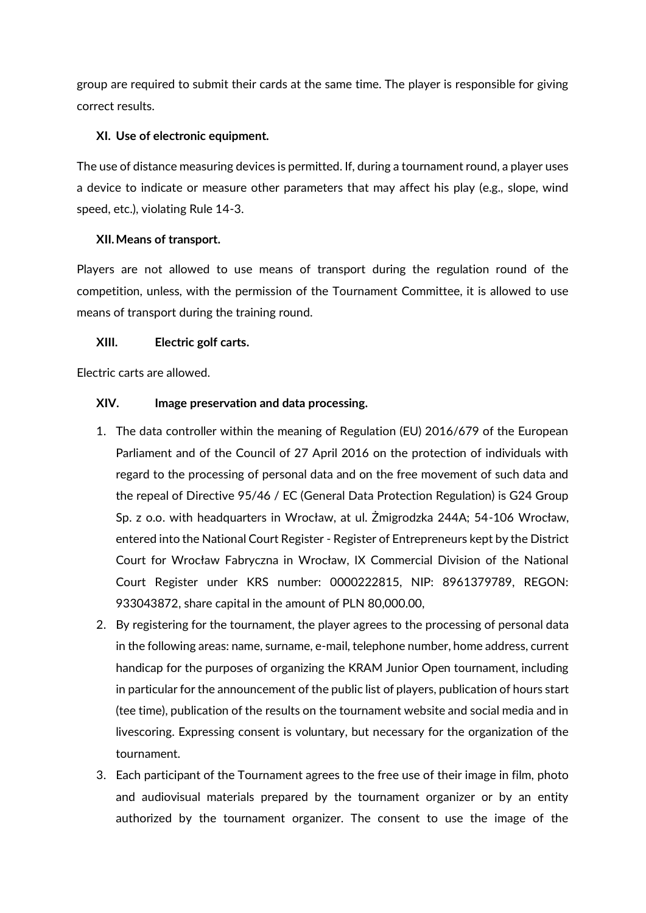group are required to submit their cards at the same time. The player is responsible for giving correct results.

## XI. Use of electronic equipment.

The use of distance measuring devices is permitted. If, during a tournament round, a player uses a device to indicate or measure other parameters that may affect his play (e.g., slope, wind speed, etc.), violating Rule 14-3.

## XII. Means of transport.

Players are not allowed to use means of transport during the regulation round of the competition, unless, with the permission of the Tournament Committee, it is allowed to use means of transport during the training round.

## XIII. Electric golf carts.

Electric carts are allowed.

## XIV. Image preservation and data processing.

1. The data controller within the meaning of Regulation (EU) 2016/679 of the European Parliament and of the Council of 27 April 2016 on the protection of individuals with regard to the processing of personal data and on the free movement of such data and the repeal of Directive 95/46 / EC (General Data Protection Regulation) is G24 Group Sp. z o.o. with headquarters in Wrocław, at ul. Żmigrodzka 244A; 54-106 Wrocław, entered into the National Court Register - Register of Entrepreneurs kept by the District Court for Wrocław Fabryczna in Wrocław, IX Commercial Division of the National Court Register under KRS number: 0000222815, NIP: 8961379789, REGON: 933043872, share capital in the amount of PLN 80,000.00,
2. By registering for the tournament, the player agrees to the processing of personal data in the following areas: name, surname, e-mail, telephone number, home address, current handicap for the purposes of organizing the KRAM Junior Open tournament, including in particular for the announcement of the public list of players, publication of hours start (tee time), publication of the results on the tournament website and social media and in livescoring. Expressing consent is voluntary, but necessary for the organization of the tournament.
3. Each participant of the Tournament agrees to the free use of their image in film, photo and audiovisual materials prepared by the tournament organizer or by an entity authorized by the tournament organizer. The consent to use the image of the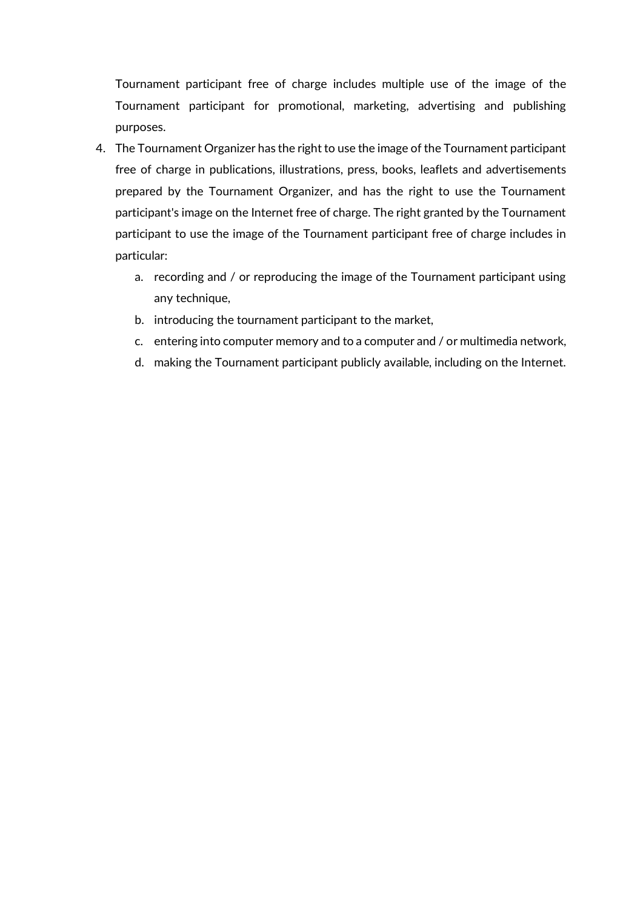Tournament participant free of charge includes multiple use of the image of the Tournament participant for promotional, marketing, advertising and publishing purposes.

4. The Tournament Organizer has the right to use the image of the Tournament participant free of charge in publications, illustrations, press, books, leaflets and advertisements prepared by the Tournament Organizer, and has the right to use the Tournament participant's image on the Internet free of charge. The right granted by the Tournament participant to use the image of the Tournament participant free of charge includes in particular:
   a. recording and / or reproducing the image of the Tournament participant using any technique,
   b. introducing the tournament participant to the market,
   c. entering into computer memory and to a computer and / or multimedia network,
   d. making the Tournament participant publicly available, including on the Internet.